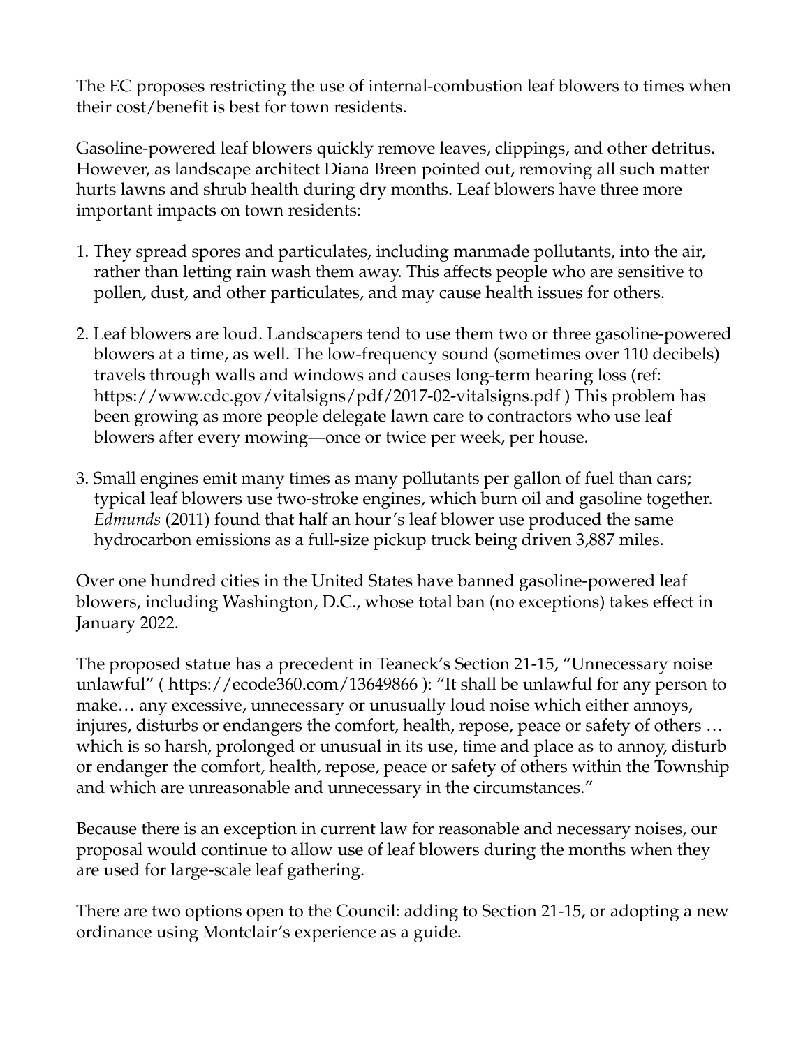The EC proposes restricting the use of internal-combustion leaf blowers to times when their cost/benefit is best for town residents.

Gasoline-powered leaf blowers quickly remove leaves, clippings, and other detritus. However, as landscape architect Diana Breen pointed out, removing all such matter hurts lawns and shrub health during dry months. Leaf blowers have three more important impacts on town residents:

1. They spread spores and particulates, including manmade pollutants, into the air, rather than letting rain wash them away. This affects people who are sensitive to pollen, dust, and other particulates, and may cause health issues for others.

2. Leaf blowers are loud. Landscapers tend to use them two or three gasoline-powered blowers at a time, as well. The low-frequency sound (sometimes over 110 decibels) travels through walls and windows and causes long-term hearing loss (ref: https://www.cdc.gov/vitalsigns/pdf/2017-02-vitalsigns.pdf ) This problem has been growing as more people delegate lawn care to contractors who use leaf blowers after every mowing—once or twice per week, per house.

3. Small engines emit many times as many pollutants per gallon of fuel than cars; typical leaf blowers use two-stroke engines, which burn oil and gasoline together. *Edmunds* (2011) found that half an hour's leaf blower use produced the same hydrocarbon emissions as a full-size pickup truck being driven 3,887 miles.

Over one hundred cities in the United States have banned gasoline-powered leaf blowers, including Washington, D.C., whose total ban (no exceptions) takes effect in January 2022.

The proposed statue has a precedent in Teaneck's Section 21-15, "Unnecessary noise unlawful" ( https://ecode360.com/13649866 ): "It shall be unlawful for any person to make… any excessive, unnecessary or unusually loud noise which either annoys, injures, disturbs or endangers the comfort, health, repose, peace or safety of others … which is so harsh, prolonged or unusual in its use, time and place as to annoy, disturb or endanger the comfort, health, repose, peace or safety of others within the Township and which are unreasonable and unnecessary in the circumstances."

Because there is an exception in current law for reasonable and necessary noises, our proposal would continue to allow use of leaf blowers during the months when they are used for large-scale leaf gathering.

There are two options open to the Council: adding to Section 21-15, or adopting a new ordinance using Montclair's experience as a guide.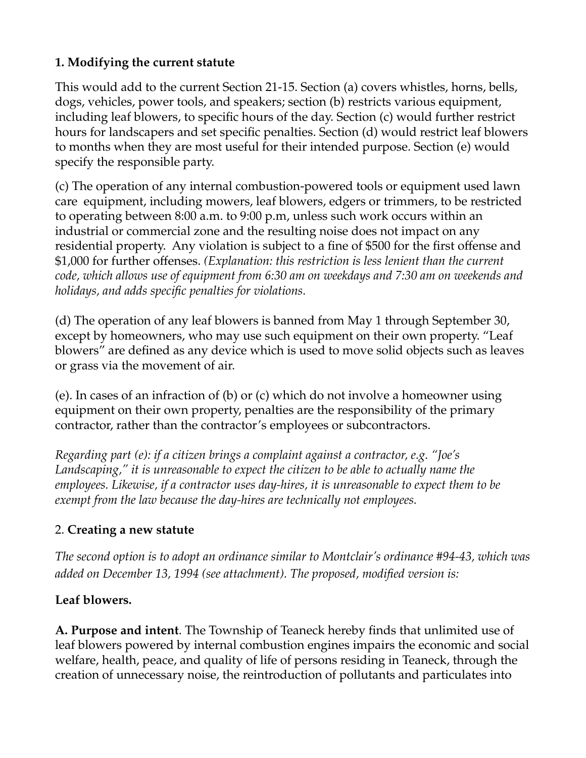**1. Modifying the current statute**

This would add to the current Section 21-15. Section (a) covers whistles, horns, bells, dogs, vehicles, power tools, and speakers; section (b) restricts various equipment, including leaf blowers, to specific hours of the day. Section (c) would further restrict hours for landscapers and set specific penalties. Section (d) would restrict leaf blowers to months when they are most useful for their intended purpose. Section (e) would specify the responsible party.

(c) The operation of any internal combustion-powered tools or equipment used lawn care equipment, including mowers, leaf blowers, edgers or trimmers, to be restricted to operating between 8:00 a.m. to 9:00 p.m, unless such work occurs within an industrial or commercial zone and the resulting noise does not impact on any residential property. Any violation is subject to a fine of $500 for the first offense and $1,000 for further offenses. *(Explanation: this restriction is less lenient than the current code, which allows use of equipment from 6:30 am on weekdays and 7:30 am on weekends and holidays, and adds specific penalties for violations.*

(d) The operation of any leaf blowers is banned from May 1 through September 30, except by homeowners, who may use such equipment on their own property. "Leaf blowers" are defined as any device which is used to move solid objects such as leaves or grass via the movement of air.

(e). In cases of an infraction of (b) or (c) which do not involve a homeowner using equipment on their own property, penalties are the responsibility of the primary contractor, rather than the contractor's employees or subcontractors.

*Regarding part (e): if a citizen brings a complaint against a contractor, e.g. "Joe's Landscaping," it is unreasonable to expect the citizen to be able to actually name the employees. Likewise, if a contractor uses day-hires, it is unreasonable to expect them to be exempt from the law because the day-hires are technically not employees.*

2. **Creating a new statute**

*The second option is to adopt an ordinance similar to Montclair's ordinance #94-43, which was added on December 13, 1994 (see attachment). The proposed, modified version is:*

**Leaf blowers.**

**A. Purpose and intent**. The Township of Teaneck hereby finds that unlimited use of leaf blowers powered by internal combustion engines impairs the economic and social welfare, health, peace, and quality of life of persons residing in Teaneck, through the creation of unnecessary noise, the reintroduction of pollutants and particulates into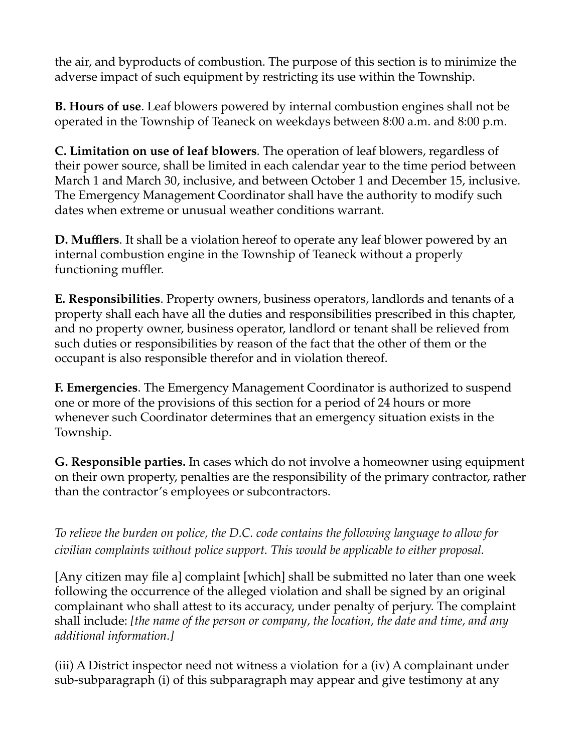the air, and byproducts of combustion. The purpose of this section is to minimize the adverse impact of such equipment by restricting its use within the Township.

**B. Hours of use**. Leaf blowers powered by internal combustion engines shall not be operated in the Township of Teaneck on weekdays between 8:00 a.m. and 8:00 p.m.

**C. Limitation on use of leaf blowers**. The operation of leaf blowers, regardless of their power source, shall be limited in each calendar year to the time period between March 1 and March 30, inclusive, and between October 1 and December 15, inclusive. The Emergency Management Coordinator shall have the authority to modify such dates when extreme or unusual weather conditions warrant.

**D. Mufflers**. It shall be a violation hereof to operate any leaf blower powered by an internal combustion engine in the Township of Teaneck without a properly functioning muffler.

**E. Responsibilities**. Property owners, business operators, landlords and tenants of a property shall each have all the duties and responsibilities prescribed in this chapter, and no property owner, business operator, landlord or tenant shall be relieved from such duties or responsibilities by reason of the fact that the other of them or the occupant is also responsible therefor and in violation thereof.

**F. Emergencies**. The Emergency Management Coordinator is authorized to suspend one or more of the provisions of this section for a period of 24 hours or more whenever such Coordinator determines that an emergency situation exists in the Township.

**G. Responsible parties.** In cases which do not involve a homeowner using equipment on their own property, penalties are the responsibility of the primary contractor, rather than the contractor's employees or subcontractors.

*To relieve the burden on police, the D.C. code contains the following language to allow for civilian complaints without police support. This would be applicable to either proposal.*

[Any citizen may file a] complaint [which] shall be submitted no later than one week following the occurrence of the alleged violation and shall be signed by an original complainant who shall attest to its accuracy, under penalty of perjury. The complaint shall include: *[the name of the person or company, the location, the date and time, and any additional information.]*

(iii) A District inspector need not witness a violation for a (iv) A complainant under sub-subparagraph (i) of this subparagraph may appear and give testimony at any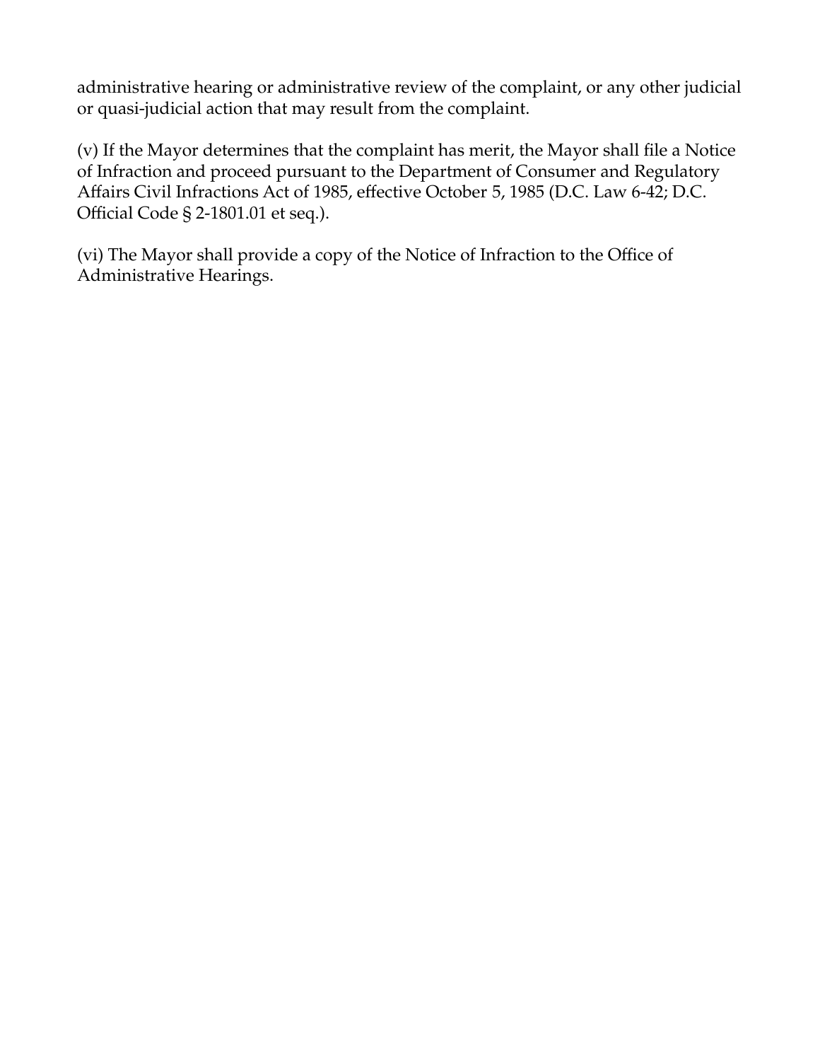administrative hearing or administrative review of the complaint, or any other judicial or quasi-judicial action that may result from the complaint.

(v) If the Mayor determines that the complaint has merit, the Mayor shall file a Notice of Infraction and proceed pursuant to the Department of Consumer and Regulatory Affairs Civil Infractions Act of 1985, effective October 5, 1985 (D.C. Law 6-42; D.C. Official Code § 2-1801.01 et seq.).

(vi) The Mayor shall provide a copy of the Notice of Infraction to the Office of Administrative Hearings.